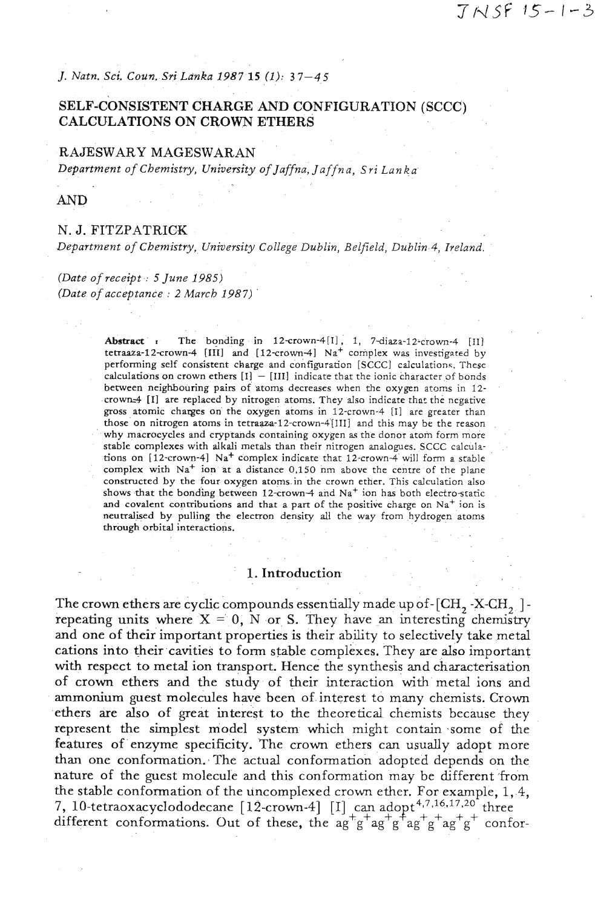JNSF 15-1-3

*J. Natn. Sci. Coun. Sri Lanka 1987* **15** *(1): 37–45*

# SELF-CONSISTENT CHARGE AND CONFIGURATION (SCCC) CALCULATIONS ON CROWN ETHERS

RAJESWARY MAGESWARAN

*Department of Chemistry, University of Jaffna, Jaffna, Sri Lanka*

AND

N. J. FITZPATRICK

*Department of Chemistry, University College Dublin, Belfield, Dublin 4, Ireland.*

*(Date of receipt : 5 June 1985)*
*(Date of acceptance : 2 March 1987)*

> **Abstract :** The bonding in 12-crown-4[I], 1, 7-diaza-12-crown-4 [II] tetraaza-12-crown-4 [III] and [12-crown-4] $Na^+$ complex was investigated by performing self consistent charge and configuration [SCCC] calculations. These calculations on crown ethers [I] – [III] indicate that the ionic character of bonds between neighbouring pairs of atoms decreases when the oxygen atoms in 12-crown-4 [I] are replaced by nitrogen atoms. They also indicate that the negative gross atomic charges on the oxygen atoms in 12-crown-4 [I] are greater than those on nitrogen atoms in tetraaza-12-crown-4[III] and this may be the reason why macrocycles and cryptands containing oxygen as the donor atom form more stable complexes with alkali metals than their nitrogen analogues. SCCC calculations on [12-crown-4] $Na^+$ complex indicate that 12-crown-4 will form a stable complex with $Na^+$ ion at a distance 0.150 nm above the centre of the plane constructed by the four oxygen atoms in the crown ether. This calculation also shows that the bonding between 12-crown-4 and $Na^+$ ion has both electro-static and covalent contributions and that a part of the positive charge on $Na^+$ ion is neutralised by pulling the electron density all the way from hydrogen atoms through orbital interactions.

## 1. Introduction

The crown ethers are cyclic compounds essentially made up of -[$CH_2$-X-$CH_2$]- repeating units where X = O, N or S. They have an interesting chemistry and one of their important properties is their ability to selectively take metal cations into their cavities to form stable complexes. They are also important with respect to metal ion transport. Hence the synthesis and characterisation of crown ethers and the study of their interaction with metal ions and ammonium guest molecules have been of interest to many chemists. Crown ethers are also of great interest to the theoretical chemists because they represent the simplest model system which might contain some of the features of enzyme specificity. The crown ethers can usually adopt more than one conformation. The actual conformation adopted depends on the nature of the guest molecule and this conformation may be different from the stable conformation of the uncomplexed crown ether. For example, 1, 4, 7, 10-tetraoxacyclododecane [12-crown-4] [I] can adopt[4,7,16,17,20] three different conformations. Out of these, the $ag^+g^+ag^+g^+ag^+g^+ag^+g^+$ confor-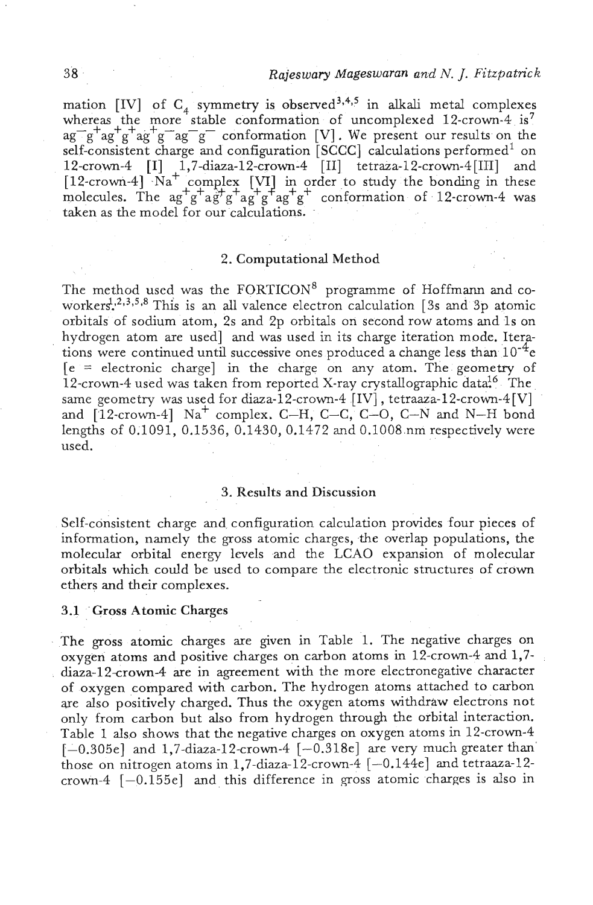mation [IV] of $C_4$ symmetry is observed[3,4,5] in alkali metal complexes whereas the more stable conformation of uncomplexed 12-crown-4 is[7] $ag^-g^+ag^+g^+ag^+g^-ag^-g^-$ conformation [V]. We present our results on the self-consistent charge and configuration [SCCC] calculations performed[1] on 12-crown-4 [I] 1,7-diaza-12-crown-4 [II] tetraza-12-crown-4[III] and [12-crown-4] $Na^+$ complex [VI] in order to study the bonding in these molecules. The $ag^+g^+ag^+g^+ag^+g^+ag^+g^+$ conformation of 12-crown-4 was taken as the model for our calculations.

## 2. Computational Method

The method used was the FORTICON[8] programme of Hoffmann and co-workers.[1,2,3,5,8] This is an all valence electron calculation [3s and 3p atomic orbitals of sodium atom, 2s and 2p orbitals on second row atoms and 1s on hydrogen atom are used] and was used in its charge iteration mode. Iterations were continued until successive ones produced a change less than $10^{-4}$e [e = electronic charge] in the charge on any atom. The geometry of 12-crown-4 used was taken from reported X-ray crystallographic data.[16] The same geometry was used for diaza-12-crown-4 [IV], tetraaza-12-crown-4[V] and [12-crown-4] $Na^+$ complex. C–H, C–C, C–O, C–N and N–H bond lengths of 0.1091, 0.1536, 0.1430, 0.1472 and 0.1008 nm respectively were used.

## 3. Results and Discussion

Self-consistent charge and configuration calculation provides four pieces of information, namely the gross atomic charges, the overlap populations, the molecular orbital energy levels and the LCAO expansion of molecular orbitals which could be used to compare the electronic structures of crown ethers and their complexes.

### 3.1 Gross Atomic Charges

The gross atomic charges are given in Table 1. The negative charges on oxygen atoms and positive charges on carbon atoms in 12-crown-4 and 1,7-diaza-12-crown-4 are in agreement with the more electronegative character of oxygen compared with carbon. The hydrogen atoms attached to carbon are also positively charged. Thus the oxygen atoms withdraw electrons not only from carbon but also from hydrogen through the orbital interaction. Table 1 also shows that the negative charges on oxygen atoms in 12-crown-4 [−0.305e] and 1,7-diaza-12-crown-4 [−0.318e] are very much greater than those on nitrogen atoms in 1,7-diaza-12-crown-4 [−0.144e] and tetraaza-12-crown-4 [−0.155e] and this difference in gross atomic charges is also in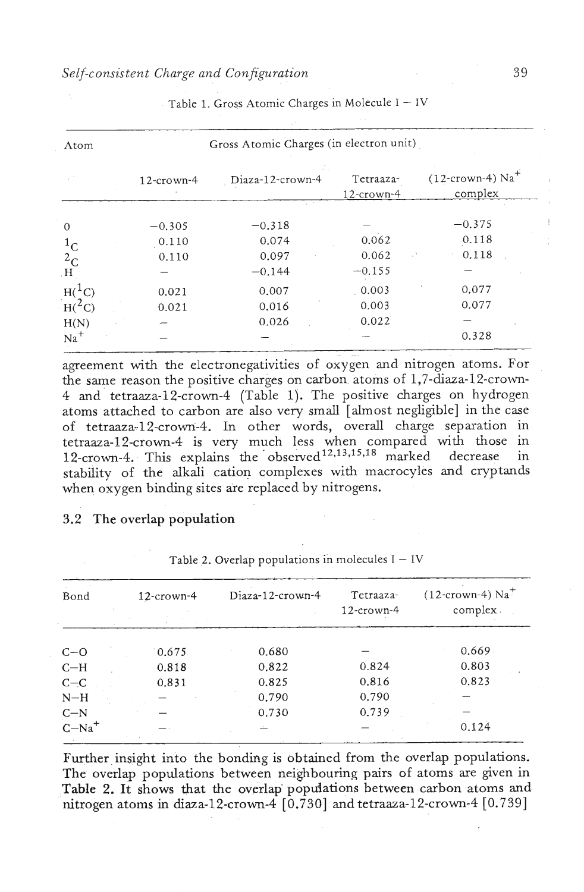Table 1. Gross Atomic Charges in Molecule I – IV

| Atom | Gross Atomic Charges (in electron unit) | | | |
|---|---|---|---|---|
| | 12-crown-4 | Diaza-12-crown-4 | Tetraaza-12-crown-4 | (12-crown-4) $Na^+$ complex |
| O | −0.305 | −0.318 | – | −0.375 |
| $^1C$ | 0.110 | 0.074 | 0.062 | 0.118 |
| $^2C$ | 0.110 | 0.097 | 0.062 | 0.118 |
| H | – | −0.144 | −0.155 | – |
| $H(^1C)$ | 0.021 | 0.007 | 0.003 | 0.077 |
| $H(^2C)$ | 0.021 | 0.016 | 0.003 | 0.077 |
| H(N) | – | 0.026 | 0.022 | – |
| $Na^+$ | – | – | – | 0.328 |

agreement with the electronegativities of oxygen and nitrogen atoms. For the same reason the positive charges on carbon atoms of 1,7-diaza-12-crown-4 and tetraaza-12-crown-4 (Table 1). The positive charges on hydrogen atoms attached to carbon are also very small [almost negligible] in the case of tetraaza-12-crown-4. In other words, overall charge separation in tetraaza-12-crown-4 is very much less when compared with those in 12-crown-4. This explains the observed[12,13,15,18] marked decrease in stability of the alkali cation complexes with macrocyles and cryptands when oxygen binding sites are replaced by nitrogens.

### 3.2 The overlap population

Table 2. Overlap populations in molecules I – IV

| Bond | 12-crown-4 | Diaza-12-crown-4 | Tetraaza-12-crown-4 | (12-crown-4) $Na^+$ complex |
|---|---|---|---|---|
| C–O | 0.675 | 0.680 | – | 0.669 |
| C–H | 0.818 | 0.822 | 0.824 | 0.803 |
| C–C | 0.831 | 0.825 | 0.816 | 0.823 |
| N–H | – | 0.790 | 0.790 | – |
| C–N | – | 0.730 | 0.739 | – |
| $C–Na^+$ | – | – | – | 0.124 |

Further insight into the bonding is obtained from the overlap populations. The overlap populations between neighbouring pairs of atoms are given in Table 2. It shows that the overlap populations between carbon atoms and nitrogen atoms in diaza-12-crown-4 [0.730] and tetraaza-12-crown-4 [0.739]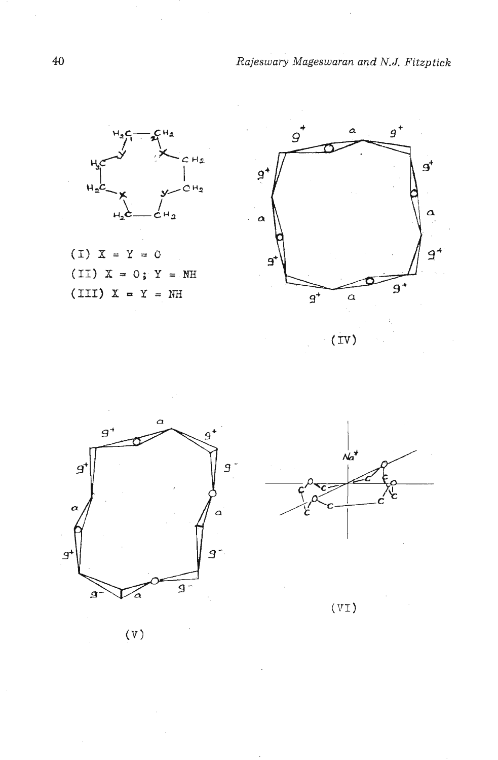(I) X = Y = O

(II) X = O; Y = NH

(III) X = Y = NH

(IV)

(V)

(VI)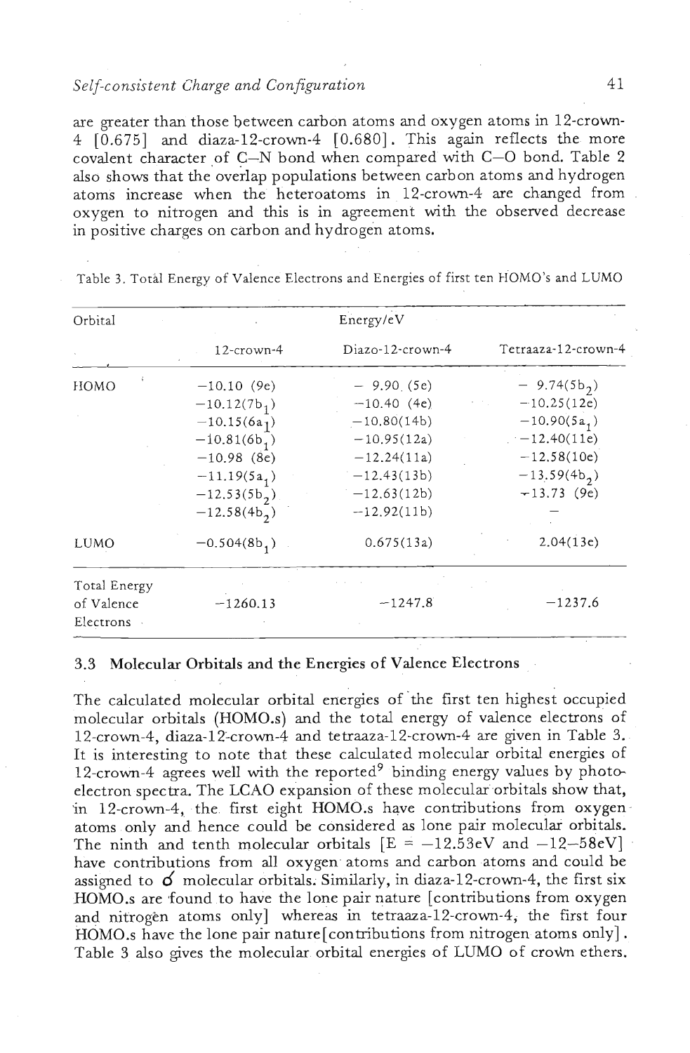are greater than those between carbon atoms and oxygen atoms in 12-crown-4 [0.675] and diaza-12-crown-4 [0.680]. This again reflects the more covalent character of C—N bond when compared with C—O bond. Table 2 also shows that the overlap populations between carbon atoms and hydrogen atoms increase when the heteroatoms in 12-crown-4 are changed from oxygen to nitrogen and this is in agreement with the observed decrease in positive charges on carbon and hydrogen atoms.

Table 3. Total Energy of Valence Electrons and Energies of first ten HOMO's and LUMO

| Orbital | Energy/eV | | |
|---|---|---|---|
| | 12-crown-4 | Diazo-12-crown-4 | Tetraaza-12-crown-4 |
| HOMO | −10.10 (9e) | − 9.90 (5e) | − 9.74($5b_2$) |
| | −10.12($7b_1$) | −10.40 (4e) | −10.25(12e) |
| | −10.15($6a_1$) | −10.80(14b) | −10.90($5a_1$) |
| | −10.81($6b_1$) | −10.95(12a) | −12.40(11e) |
| | −10.98 (8e) | −12.24(11a) | −12.58(10e) |
| | −11.19($5a_1$) | −12.43(13b) | −13.59($4b_2$) |
| | −12.53($5b_2$) | −12.63(12b) | −13.73 (9e) |
| | −12.58($4b_2$) | −12.92(11b) | — |
| LUMO | −0.504($8b_1$) | 0.675(13a) | 2.04(13e) |
| Total Energy of Valence Electrons | −1260.13 | −1247.8 | −1237.6 |

### 3.3 Molecular Orbitals and the Energies of Valence Electrons

The calculated molecular orbital energies of the first ten highest occupied molecular orbitals (HOMO.s) and the total energy of valence electrons of 12-crown-4, diaza-12-crown-4 and tetraaza-12-crown-4 are given in Table 3. It is interesting to note that these calculated molecular orbital energies of 12-crown-4 agrees well with the reported[9] binding energy values by photoelectron spectra. The LCAO expansion of these molecular orbitals show that, in 12-crown-4, the first eight HOMO.s have contributions from oxygen atoms only and hence could be considered as lone pair molecular orbitals. The ninth and tenth molecular orbitals [E = −12.53eV and −12–58eV] have contributions from all oxygen atoms and carbon atoms and could be assigned to $\sigma$ molecular orbitals. Similarly, in diaza-12-crown-4, the first six HOMO.s are found to have the lone pair nature [contributions from oxygen and nitrogen atoms only] whereas in tetraaza-12-crown-4, the first four HOMO.s have the lone pair nature [contributions from nitrogen atoms only]. Table 3 also gives the molecular orbital energies of LUMO of crown ethers.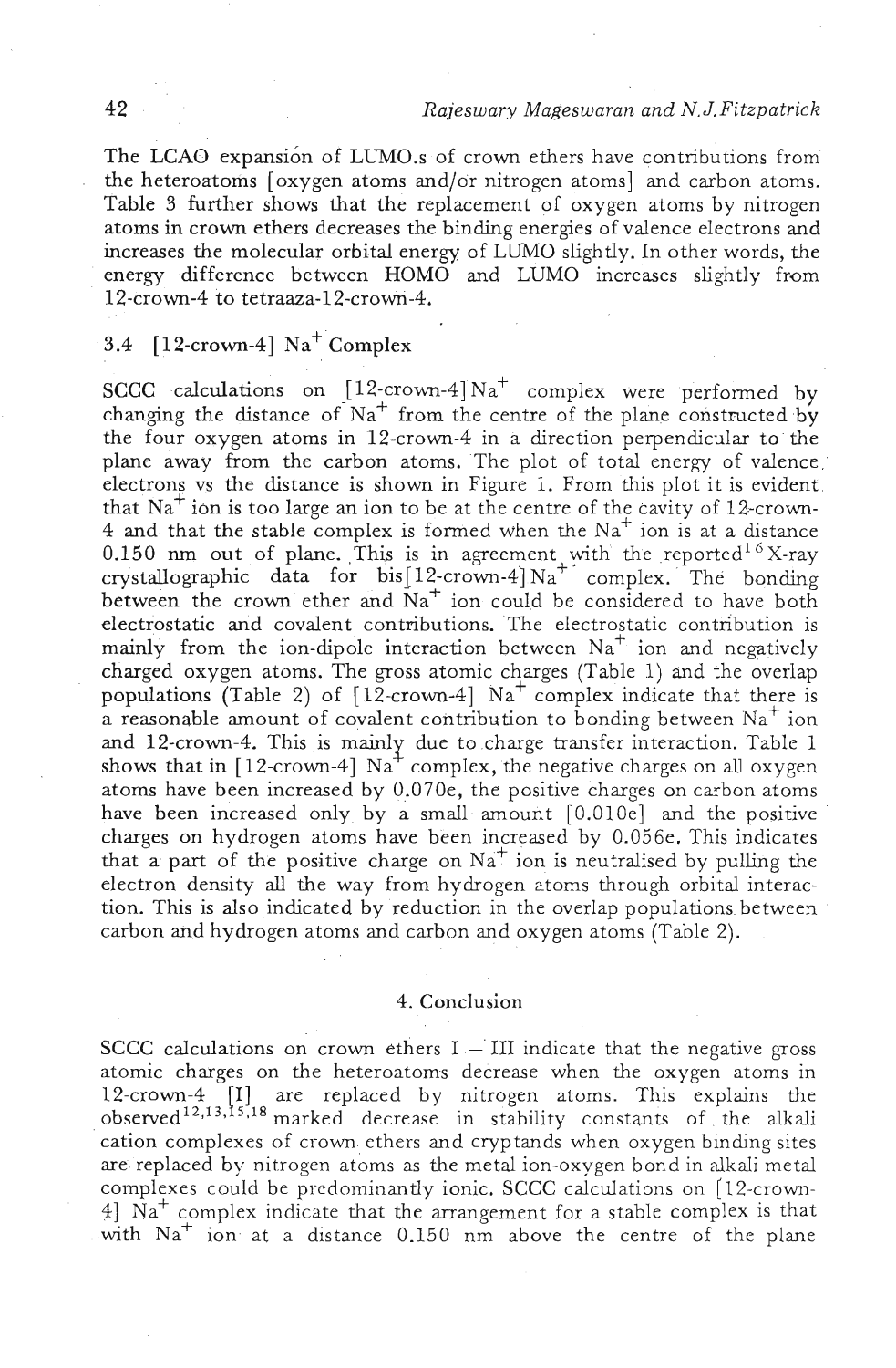The LCAO expansion of LUMO.s of crown ethers have contributions from the heteroatoms [oxygen atoms and/or nitrogen atoms] and carbon atoms. Table 3 further shows that the replacement of oxygen atoms by nitrogen atoms in crown ethers decreases the binding energies of valence electrons and increases the molecular orbital energy of LUMO slightly. In other words, the energy difference between HOMO and LUMO increases slightly from 12-crown-4 to tetraaza-12-crown-4.

### 3.4 [12-crown-4] $Na^+$ Complex

SCCC calculations on [12-crown-4]$Na^+$ complex were performed by changing the distance of $Na^+$ from the centre of the plane constructed by the four oxygen atoms in 12-crown-4 in a direction perpendicular to the plane away from the carbon atoms. The plot of total energy of valence electrons vs the distance is shown in Figure 1. From this plot it is evident that $Na^+$ ion is too large an ion to be at the centre of the cavity of 12-crown-4 and that the stable complex is formed when the $Na^+$ ion is at a distance 0.150 nm out of plane. This is in agreement with the reported[16] X-ray crystallographic data for bis[12-crown-4]$Na^+$ complex. The bonding between the crown ether and $Na^+$ ion could be considered to have both electrostatic and covalent contributions. The electrostatic contribution is mainly from the ion-dipole interaction between $Na^+$ ion and negatively charged oxygen atoms. The gross atomic charges (Table 1) and the overlap populations (Table 2) of [12-crown-4] $Na^+$ complex indicate that there is a reasonable amount of covalent contribution to bonding between $Na^+$ ion and 12-crown-4. This is mainly due to charge transfer interaction. Table 1 shows that in [12-crown-4] $Na^+$ complex, the negative charges on all oxygen atoms have been increased by 0.070e, the positive charges on carbon atoms have been increased only by a small amount [0.010e] and the positive charges on hydrogen atoms have been increased by 0.056e. This indicates that a part of the positive charge on $Na^+$ ion is neutralised by pulling the electron density all the way from hydrogen atoms through orbital interaction. This is also indicated by reduction in the overlap populations between carbon and hydrogen atoms and carbon and oxygen atoms (Table 2).

## 4. Conclusion

SCCC calculations on crown ethers I – III indicate that the negative gross atomic charges on the heteroatoms decrease when the oxygen atoms in 12-crown-4 [I] are replaced by nitrogen atoms. This explains the observed[12,13,15,18] marked decrease in stability constants of the alkali cation complexes of crown ethers and cryptands when oxygen binding sites are replaced by nitrogen atoms as the metal ion-oxygen bond in alkali metal complexes could be predominantly ionic. SCCC calculations on [12-crown-4] $Na^+$ complex indicate that the arrangement for a stable complex is that with $Na^+$ ion at a distance 0.150 nm above the centre of the plane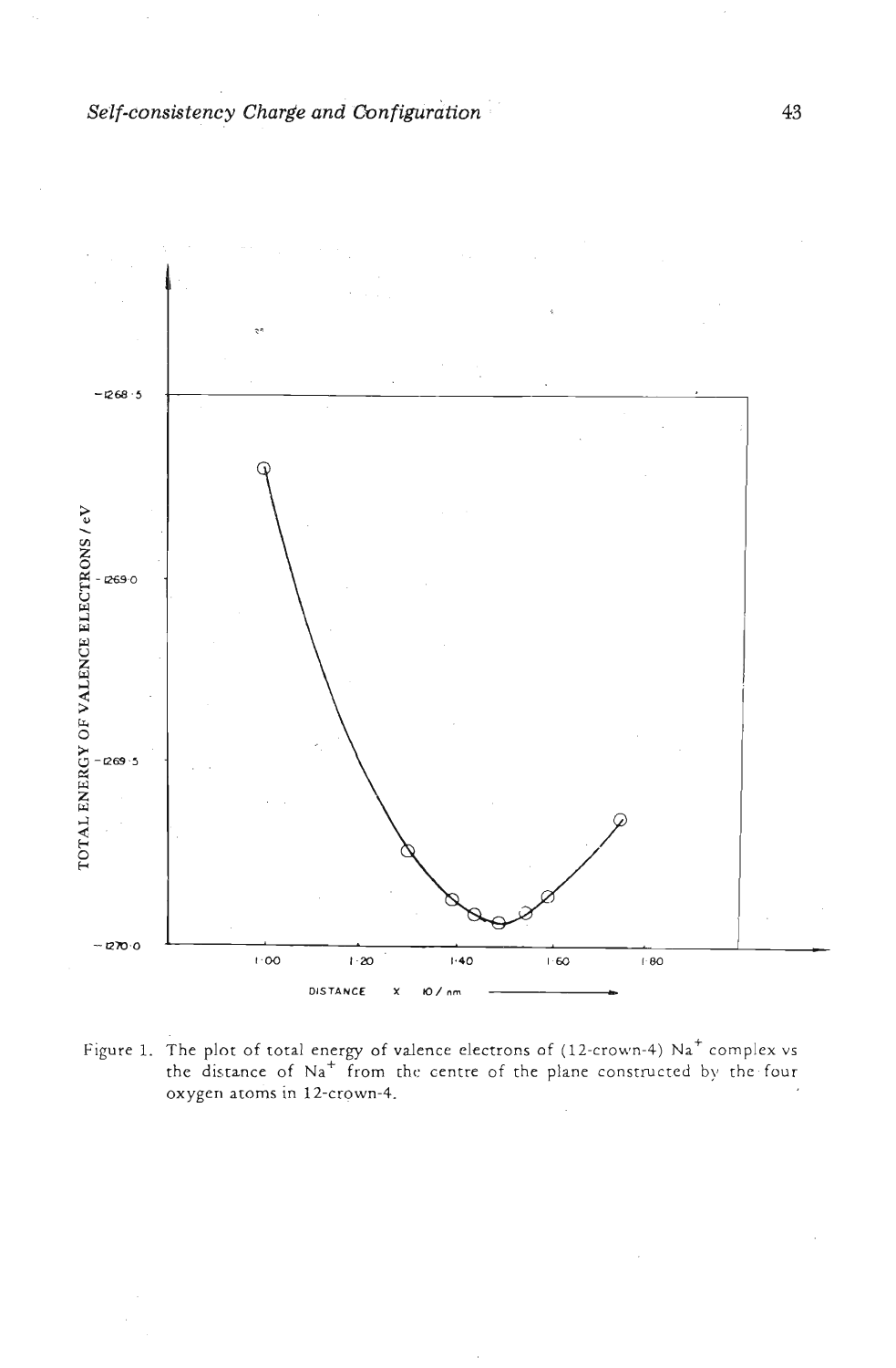Figure 1. The plot of total energy of valence electrons of (12-crown-4) $Na^+$ complex vs the distance of $Na^+$ from the centre of the plane constructed by the four oxygen atoms in 12-crown-4.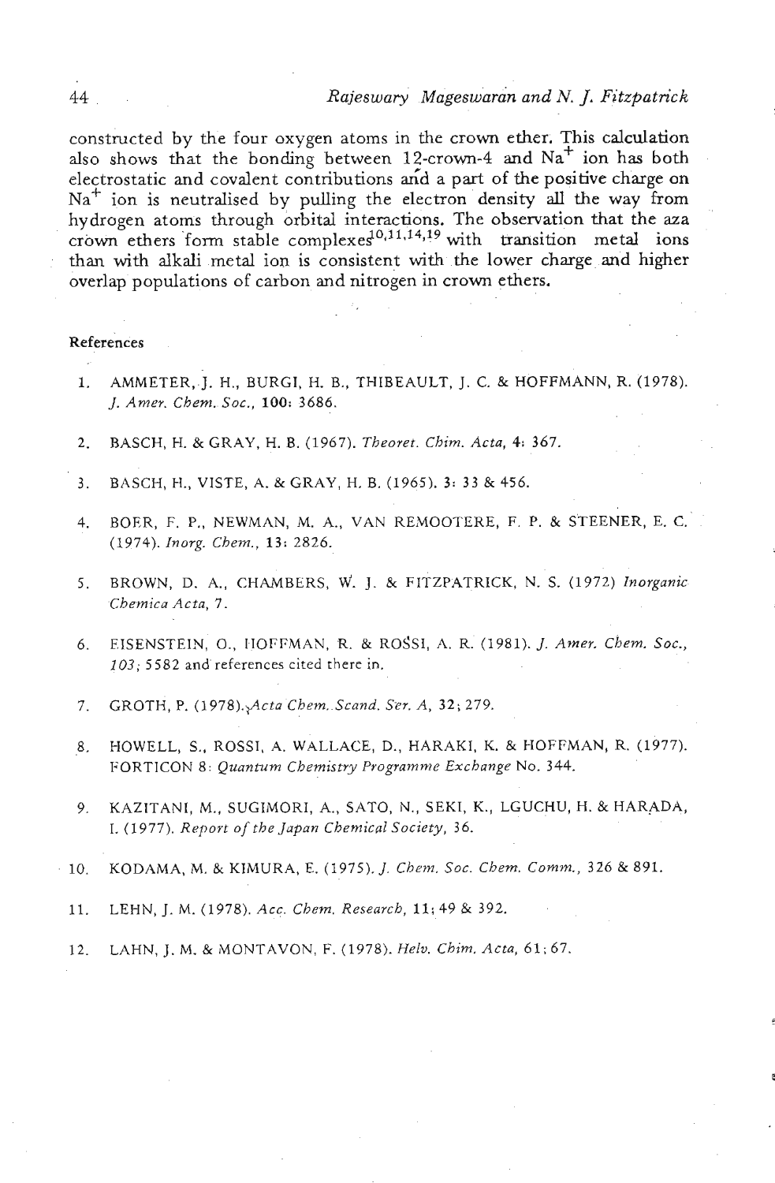constructed by the four oxygen atoms in the crown ether. This calculation also shows that the bonding between 12-crown-4 and $Na^+$ ion has both electrostatic and covalent contributions and a part of the positive charge on $Na^+$ ion is neutralised by pulling the electron density all the way from hydrogen atoms through orbital interactions. The observation that the aza crown ethers form stable complexes[10,11,14,19] with transition metal ions than with alkali metal ion is consistent with the lower charge and higher overlap populations of carbon and nitrogen in crown ethers.

## References

1. AMMETER, J. H., BURGI, H. B., THIBEAULT, J. C. & HOFFMANN, R. (1978). *J. Amer. Chem. Soc.*, **100**: 3686.

2. BASCH, H. & GRAY, H. B. (1967). *Theoret. Chim. Acta*, **4**: 367.

3. BASCH, H., VISTE, A. & GRAY, H. B. (1965). **3**: 33 & 456.

4. BOER, F. P., NEWMAN, M. A., VAN REMOOTERE, F. P. & STEENER, E. C. (1974). *Inorg. Chem.*, **13**: 2826.

5. BROWN, D. A., CHAMBERS, W. J. & FITZPATRICK, N. S. (1972) *Inorganic Chemica Acta*, 7.

6. EISENSTEIN, O., HOFFMAN, R. & ROSSI, A. R. (1981). *J. Amer. Chem. Soc.*, *103*; 5582 and references cited there in.

7. GROTH, P. (1978). *Acta Chem. Scand. Ser. A*, **32**; 279.

8. HOWELL, S., ROSSI, A. WALLACE, D., HARAKI, K. & HOFFMAN, R. (1977). FORTICON 8: *Quantum Chemistry Programme Exchange* No. 344.

9. KAZITANI, M., SUGIMORI, A., SATO, N., SEKI, K., LGUCHU, H. & HARADA, I. (1977). *Report of the Japan Chemical Society*, 36.

10. KODAMA, M. & KIMURA, E. (1975). *J. Chem. Soc. Chem. Comm.*, 326 & 891.

11. LEHN, J. M. (1978). *Acc. Chem. Research*, **11**; 49 & 392.

12. LAHN, J. M. & MONTAVON, F. (1978). *Helv. Chim. Acta*, 61; 67.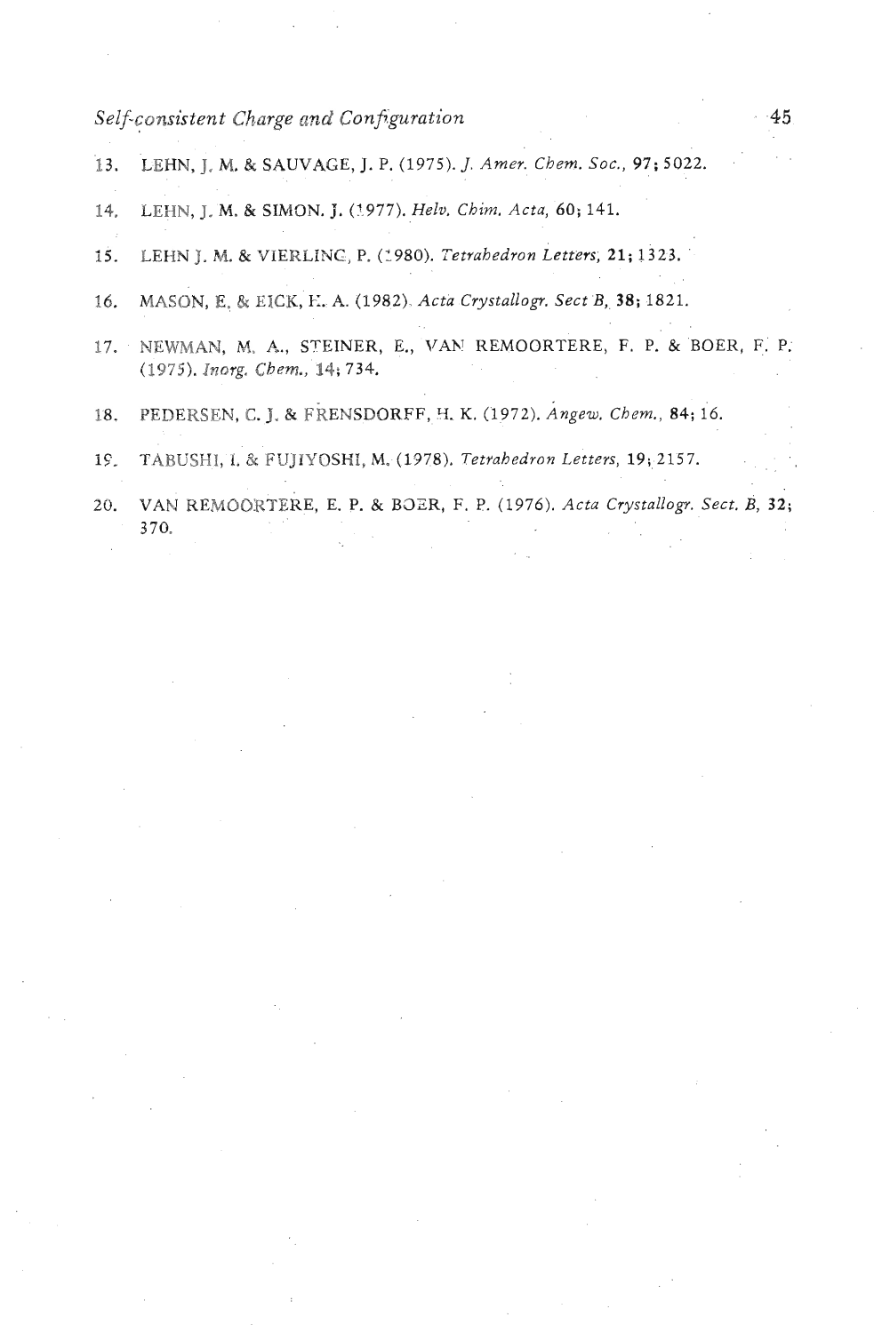13. LEHN, J. M. & SAUVAGE, J. P. (1975). *J. Amer. Chem. Soc.*, **97**; 5022.

14. LEHN, J. M. & SIMON. J. (1977). *Helv. Chim. Acta*, **60**; 141.

15. LEHN J. M. & VIERLING, P. (1980). *Tetrahedron Letters*, **21**; 1323.

16. MASON, E. & EICK, H. A. (1982). *Acta Crystallogr. Sect B*, **38**; 1821.

17. NEWMAN, M. A., STEINER, E., VAN REMOORTERE, F. P. & BOER, F. P. (1975). *Inorg. Chem.*, **14**; 734.

18. PEDERSEN, C. J. & FRENSDORFF, H. K. (1972). *Angew. Chem.*, **84**; 16.

19. TABUSHI, I. & FUJIYOSHI, M. (1978). *Tetrahedron Letters*, **19**; 2157.

20. VAN REMOORTERE, E. P. & BOER, F. P. (1976). *Acta Crystallogr. Sect. B*, **32**; 370.